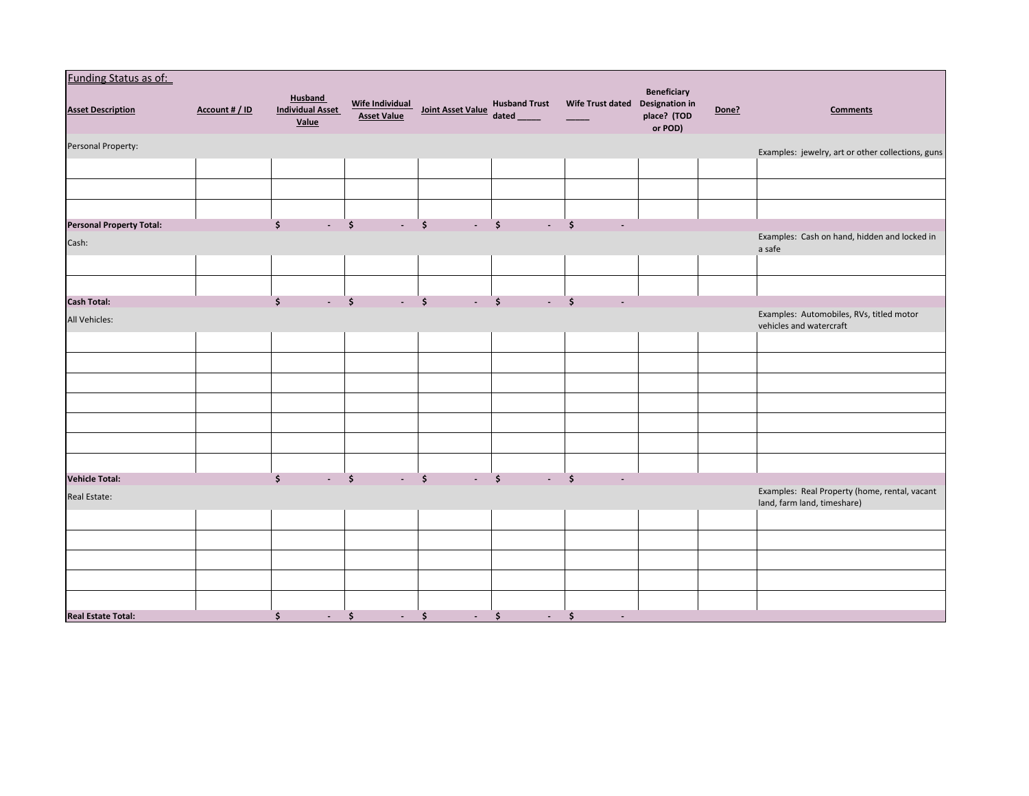Funding Status as of: 

| Asset Description | Account # / ID | Husband Individual Asset Value | Wife Individual Asset Value | Joint Asset Value | Husband Trust dated _____ | Wife Trust dated _____ | Beneficiary Designation in place? (TOD or POD) | Done? | Comments |
|---|---|---|---|---|---|---|---|---|---|
| Personal Property: | | | | | | | | | Examples: jewelry, art or other collections, guns |
| | | | | | | | | | |
| | | | | | | | | | |
| | | | | | | | | | |
| **Personal Property Total:** | | **$ -** | **$ -** | **$ -** | **$ -** | **$ -** | | | |
| Cash: | | | | | | | | | Examples: Cash on hand, hidden and locked in a safe |
| | | | | | | | | | |
| | | | | | | | | | |
| **Cash Total:** | | **$ -** | **$ -** | **$ -** | **$ -** | **$ -** | | | |
| All Vehicles: | | | | | | | | | Examples: Automobiles, RVs, titled motor vehicles and watercraft |
| | | | | | | | | | |
| | | | | | | | | | |
| | | | | | | | | | |
| | | | | | | | | | |
| | | | | | | | | | |
| | | | | | | | | | |
| | | | | | | | | | |
| **Vehicle Total:** | | **$ -** | **$ -** | **$ -** | **$ -** | **$ -** | | | |
| Real Estate: | | | | | | | | | Examples: Real Property (home, rental, vacant land, farm land, timeshare) |
| | | | | | | | | | |
| | | | | | | | | | |
| | | | | | | | | | |
| | | | | | | | | | |
| | | | | | | | | | |
| **Real Estate Total:** | | **$ -** | **$ -** | **$ -** | **$ -** | **$ -** | | | |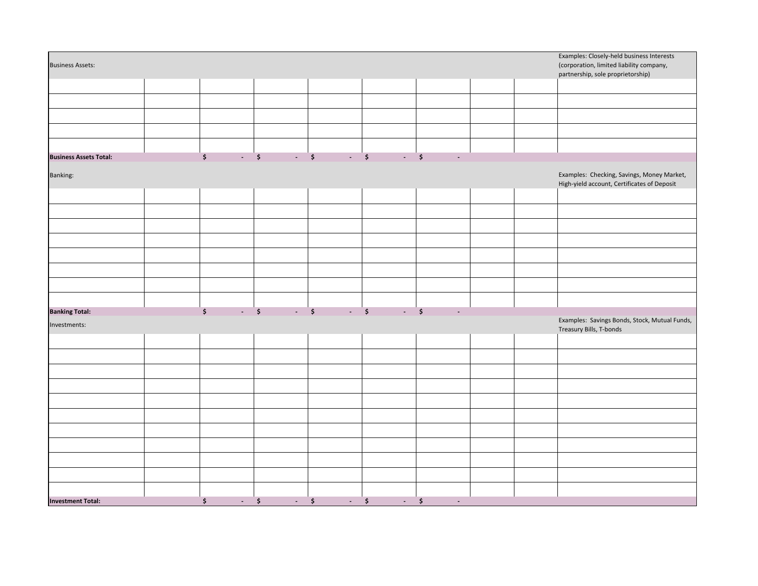| Business Assets: | | | | | | | | | Examples: Closely-held business Interests (corporation, limited liability company, partnership, sole proprietorship) |
|---|---|---|---|---|---|---|---|---|---|
| | | | | | | | | | |
| | | | | | | | | | |
| | | | | | | | | | |
| | | | | | | | | | |
| | | | | | | | | | |
| **Business Assets Total:** | | **$ -** | **$ -** | **$ -** | **$ -** | **$ -** | | | |
| Banking: | | | | | | | | | Examples: Checking, Savings, Money Market, High-yield account, Certificates of Deposit |
| | | | | | | | | | |
| | | | | | | | | | |
| | | | | | | | | | |
| | | | | | | | | | |
| | | | | | | | | | |
| | | | | | | | | | |
| | | | | | | | | | |
| | | | | | | | | | |
| **Banking Total:** | | **$ -** | **$ -** | **$ -** | **$ -** | **$ -** | | | |
| Investments: | | | | | | | | | Examples: Savings Bonds, Stock, Mutual Funds, Treasury Bills, T-bonds |
| | | | | | | | | | |
| | | | | | | | | | |
| | | | | | | | | | |
| | | | | | | | | | |
| | | | | | | | | | |
| | | | | | | | | | |
| | | | | | | | | | |
| | | | | | | | | | |
| | | | | | | | | | |
| | | | | | | | | | |
| | | | | | | | | | |
| **Investment Total:** | | **$ -** | **$ -** | **$ -** | **$ -** | **$ -** | | | |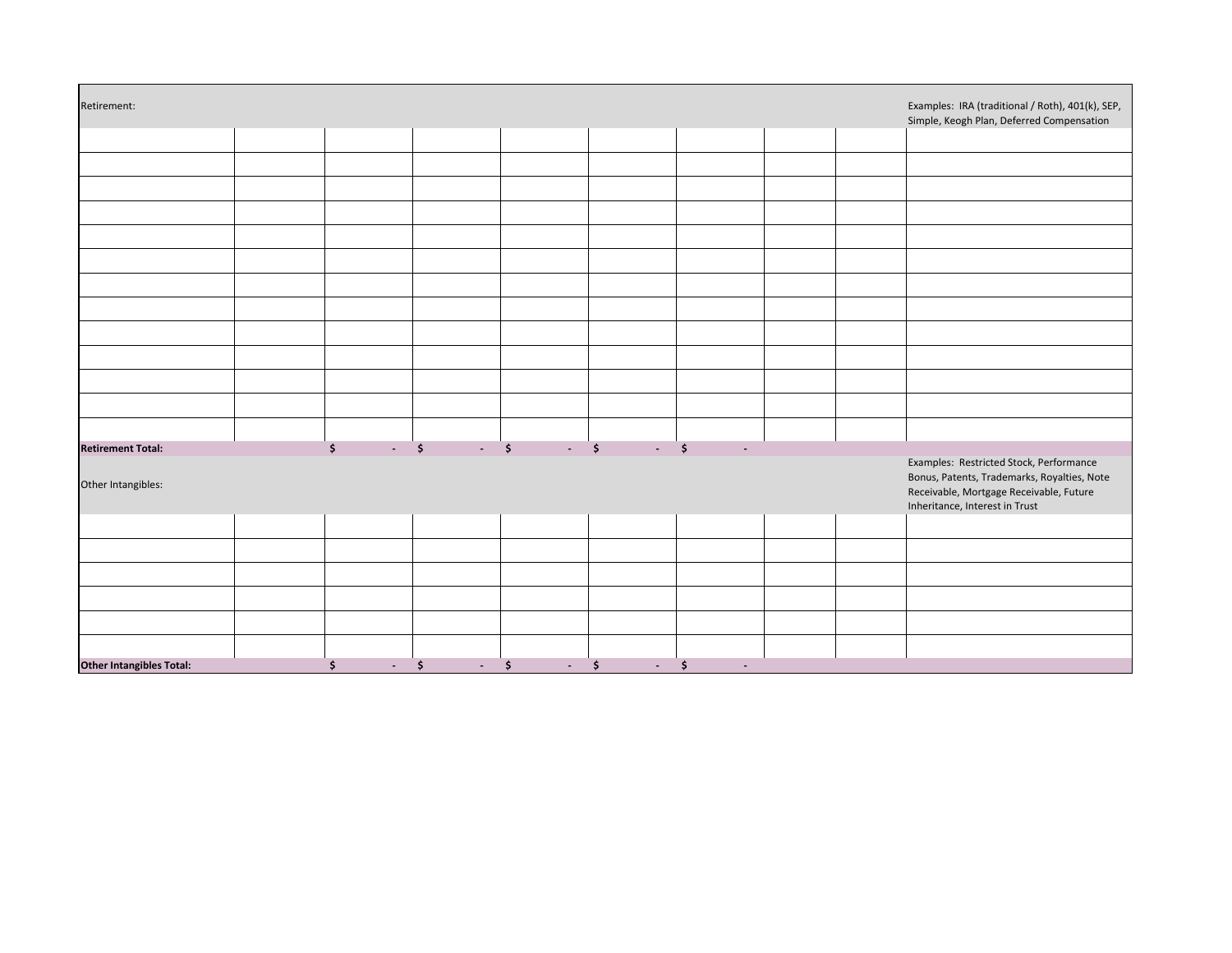| Retirement: | | | | | | | | | Examples: IRA (traditional / Roth), 401(k), SEP, Simple, Keogh Plan, Deferred Compensation |
|---|---|---|---|---|---|---|---|---|---|
| | | | | | | | | | |
| | | | | | | | | | |
| | | | | | | | | | |
| | | | | | | | | | |
| | | | | | | | | | |
| | | | | | | | | | |
| | | | | | | | | | |
| | | | | | | | | | |
| | | | | | | | | | |
| | | | | | | | | | |
| | | | | | | | | | |
| | | | | | | | | | |
| | | | | | | | | | |
| **Retirement Total:** | | $ - | $ - | $ - | $ - | $ - | | | |
| Other Intangibles: | | | | | | | | | Examples: Restricted Stock, Performance Bonus, Patents, Trademarks, Royalties, Note Receivable, Mortgage Receivable, Future Inheritance, Interest in Trust |
| | | | | | | | | | |
| | | | | | | | | | |
| | | | | | | | | | |
| | | | | | | | | | |
| | | | | | | | | | |
| | | | | | | | | | |
| **Other Intangibles Total:** | | $ - | $ - | $ - | $ - | $ - | | | |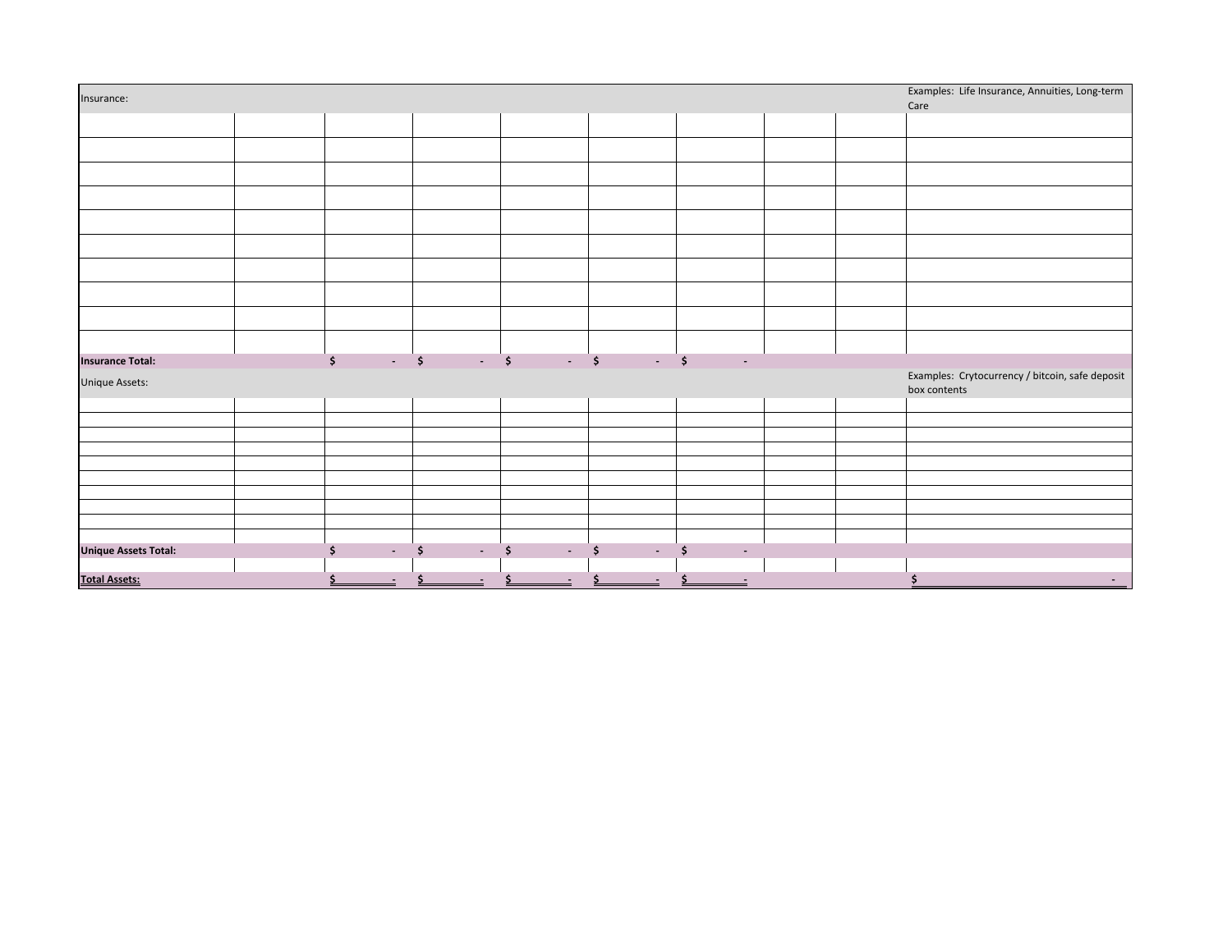| | | | | | | | | | |
|---|---|---|---|---|---|---|---|---|---|
| Insurance: | | | | | | | | | Examples: Life Insurance, Annuities, Long-term Care |
| | | | | | | | | | |
| | | | | | | | | | |
| | | | | | | | | | |
| | | | | | | | | | |
| | | | | | | | | | |
| | | | | | | | | | |
| | | | | | | | | | |
| | | | | | | | | | |
| | | | | | | | | | |
| | | | | | | | | | |
| **Insurance Total:** | | $ - | $ - | $ - | $ - | $ - | | | |
| Unique Assets: | | | | | | | | | Examples: Crytocurrency / bitcoin, safe deposit box contents |
| | | | | | | | | | |
| | | | | | | | | | |
| | | | | | | | | | |
| | | | | | | | | | |
| | | | | | | | | | |
| | | | | | | | | | |
| | | | | | | | | | |
| | | | | | | | | | |
| | | | | | | | | | |
| | | | | | | | | | |
| **Unique Assets Total:** | | $ - | $ - | $ - | $ - | $ - | | | |
| | | | | | | | | | |
| **Total Assets:** | | $ - | $ - | $ - | $ - | $ - | | | $ - |